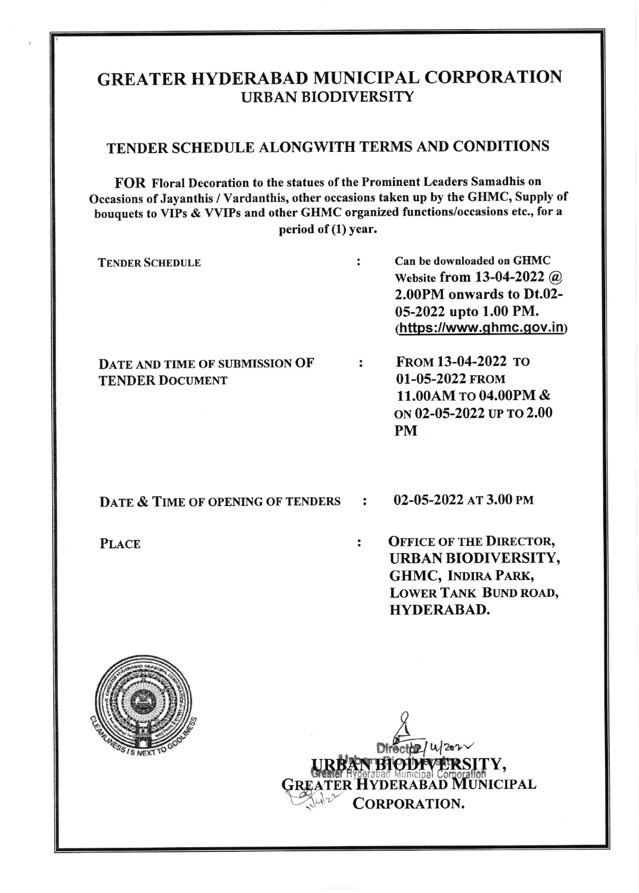# GREATER HYDERABAD MUNICIPAL CORPORATION

## URBAN BIODIVERSITY

### TENDER SCHEDULE ALONGWITH TERMS AND CONDITIONS

**FOR Floral Decoration to the statues of the Prominent Leaders Samadhis on Occasions of Jayanthis / Vardanthis, other occasions taken up by the GHMC, Supply of bouquets to VIPs & VVIPs and other GHMC organized functions/occasions etc., for a period of (1) year.**

| | | |
|---|---|---|
| TENDER SCHEDULE | : | Can be downloaded on GHMC Website **from 13-04-2022 @ 2.00PM onwards to Dt.02-05-2022 upto 1.00 PM.** (https://www.ghmc.gov.in) |
| DATE AND TIME OF SUBMISSION OF TENDER DOCUMENT | : | **FROM 13-04-2022 TO 01-05-2022 FROM 11.00AM TO 04.00PM & ON 02-05-2022 UP TO 2.00 PM** |
| DATE & TIME OF OPENING OF TENDERS | : | **02-05-2022 AT 3.00 PM** |
| PLACE | : | **OFFICE OF THE DIRECTOR, URBAN BIODIVERSITY, GHMC, INDIRA PARK, LOWER TANK BUND ROAD, HYDERABAD.** |

Director, 11/4/2022

**URBAN BIODIVERSITY,**
**GREATER HYDERABAD MUNICIPAL CORPORATION.**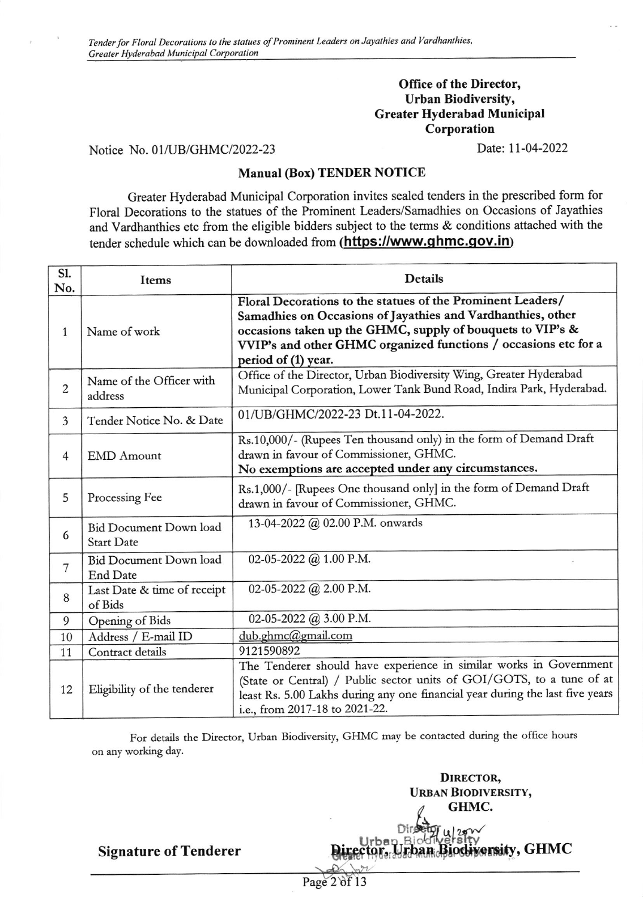**Office of the Director,**
**Urban Biodiversity,**
**Greater Hyderabad Municipal Corporation**

Notice No. 01/UB/GHMC/2022-23 Date: 11-04-2022

**Manual (Box) TENDER NOTICE**

Greater Hyderabad Municipal Corporation invites sealed tenders in the prescribed form for Floral Decorations to the statues of the Prominent Leaders/Samadhies on Occasions of Jayathies and Vardhanthies etc from the eligible bidders subject to the terms & conditions attached with the tender schedule which can be downloaded from **(https://www.ghmc.gov.in)**

| Sl. No. | Items | Details |
|---|---|---|
| 1 | Name of work | **Floral Decorations to the statues of the Prominent Leaders/ Samadhies on Occasions of Jayathies and Vardhanthies, other occasions taken up the GHMC, supply of bouquets to VIP's & VVIP's and other GHMC organized functions / occasions etc for a period of (1) year.** |
| 2 | Name of the Officer with address | Office of the Director, Urban Biodiversity Wing, Greater Hyderabad Municipal Corporation, Lower Tank Bund Road, Indira Park, Hyderabad. |
| 3 | Tender Notice No. & Date | 01/UB/GHMC/2022-23 Dt.11-04-2022. |
| 4 | EMD Amount | Rs.10,000/- (Rupees Ten thousand only) in the form of Demand Draft drawn in favour of Commissioner, GHMC. **No exemptions are accepted under any circumstances.** |
| 5 | Processing Fee | Rs.1,000/- [Rupees One thousand only] in the form of Demand Draft drawn in favour of Commissioner, GHMC. |
| 6 | Bid Document Down load Start Date | 13-04-2022 @ 02.00 P.M. onwards |
| 7 | Bid Document Down load End Date | 02-05-2022 @ 1.00 P.M. |
| 8 | Last Date & time of receipt of Bids | 02-05-2022 @ 2.00 P.M. |
| 9 | Opening of Bids | 02-05-2022 @ 3.00 P.M. |
| 10 | Address / E-mail ID | dub.ghmc@gmail.com |
| 11 | Contract details | 9121590892 |
| 12 | Eligibility of the tenderer | The Tenderer should have experience in similar works in Government (State or Central) / Public sector units of GOI/GOTS, to a tune of at least Rs. 5.00 Lakhs during any one financial year during the last five years i.e., from 2017-18 to 2021-22. |

For details the Director, Urban Biodiversity, GHMC may be contacted during the office hours on any working day.

**DIRECTOR,**
**URBAN BIODIVERSITY,**
**GHMC.**

**Signature of Tenderer** **Director, Urban Biodiversity, GHMC**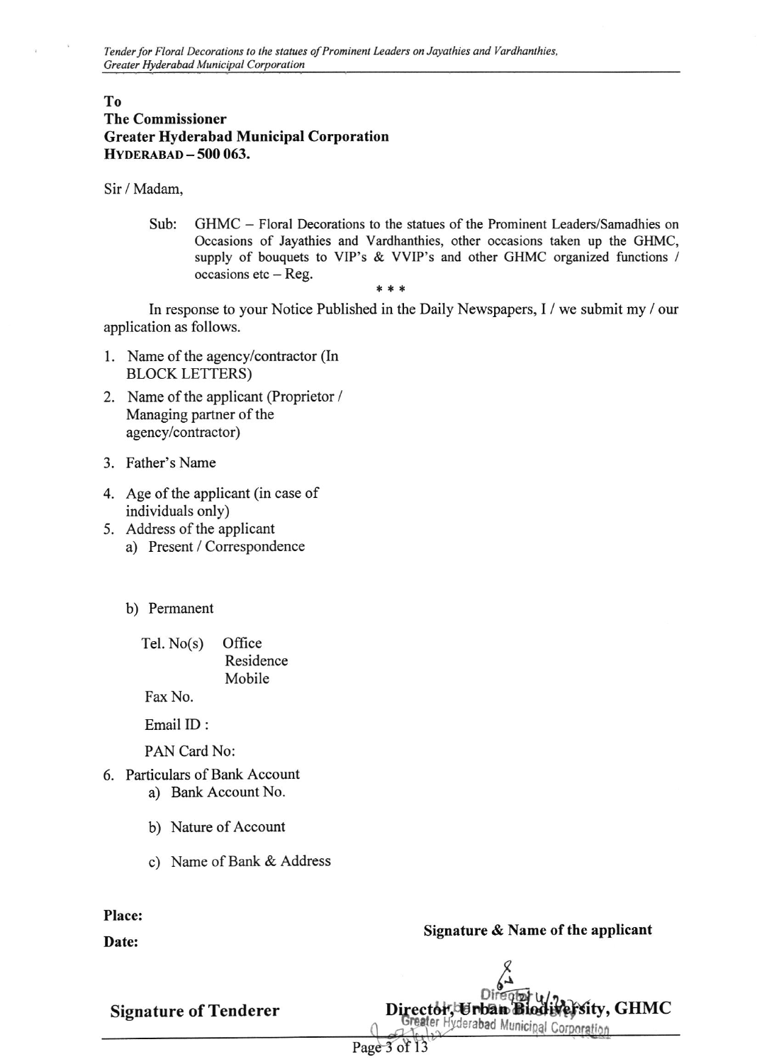To
**The Commissioner**
**Greater Hyderabad Municipal Corporation**
**HYDERABAD – 500 063.**

Sir / Madam,

Sub: GHMC – Floral Decorations to the statues of the Prominent Leaders/Samadhies on Occasions of Jayathies and Vardhanthies, other occasions taken up the GHMC, supply of bouquets to VIP's & VVIP's and other GHMC organized functions / occasions etc – Reg.

\* \* \*

In response to your Notice Published in the Daily Newspapers, I / we submit my / our application as follows.

1. Name of the agency/contractor (In BLOCK LETTERS)
2. Name of the applicant (Proprietor / Managing partner of the agency/contractor)
3. Father's Name
4. Age of the applicant (in case of individuals only)
5. Address of the applicant
   a) Present / Correspondence

   b) Permanent

   Tel. No(s) Office
   Residence
   Mobile

   Fax No.

   Email ID :

   PAN Card No:
6. Particulars of Bank Account
   a) Bank Account No.
   b) Nature of Account
   c) Name of Bank & Address

**Place:**

**Date:**

**Signature & Name of the applicant**

**Signature of Tenderer**

**Director, Urban Biodiversity, GHMC**

Director, Urban Biodiversity
Greater Hyderabad Municipal Corporation